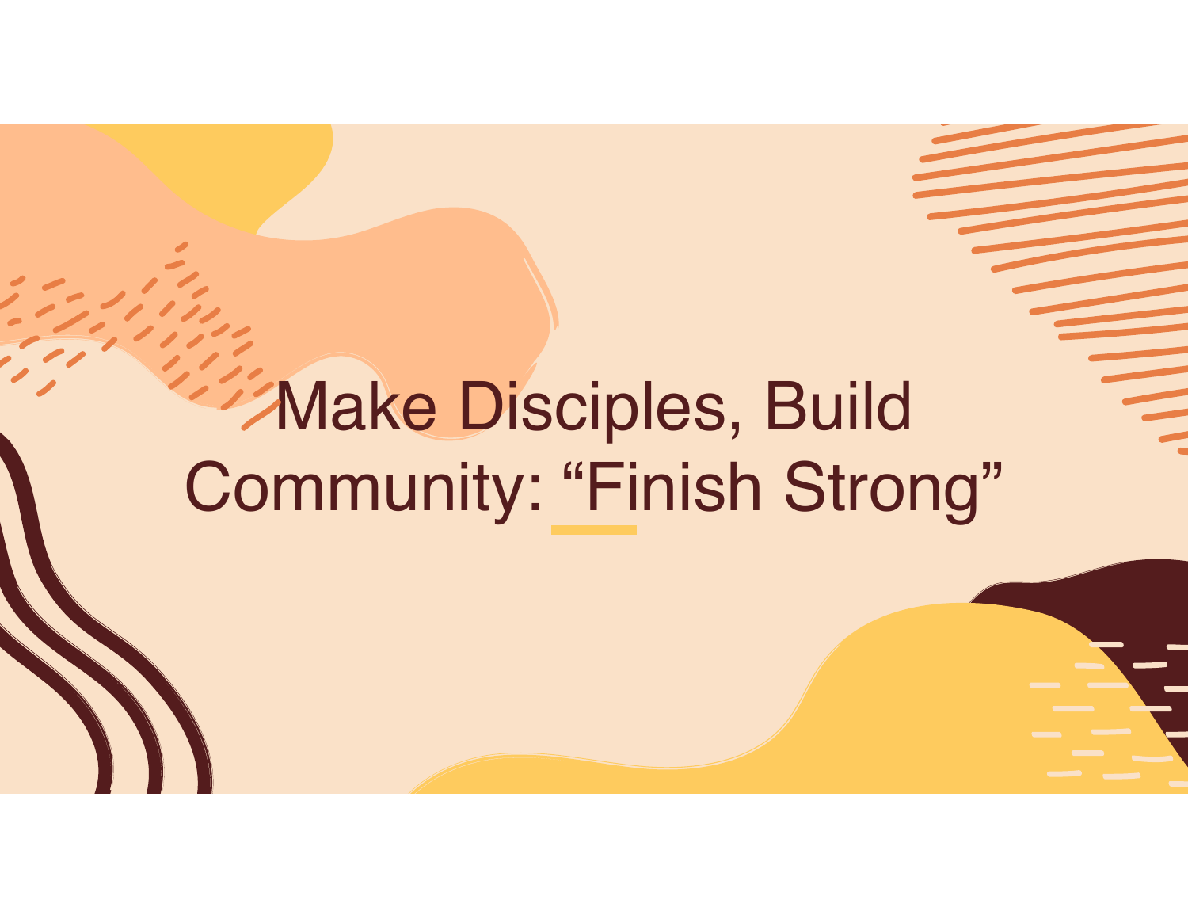# Make Disciples, Build Community: “Finish Strong”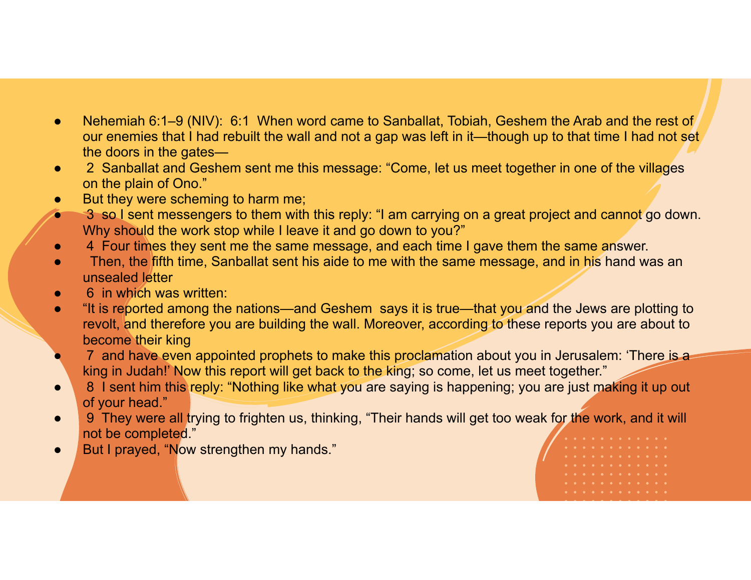- Nehemiah 6:1–9 (NIV):  6:1  When word came to Sanballat, Tobiah, Geshem the Arab and the rest of our enemies that I had rebuilt the wall and not a gap was left in it—though up to that time I had not set the doors in the gates—
- 2  Sanballat and Geshem sent me this message: “Come, let us meet together in one of the villages on the plain of Ono.”
- But they were scheming to harm me;
- 3  so I sent messengers to them with this reply: “I am carrying on a great project and cannot go down. Why should the work stop while I leave it and go down to you?”
- 4  Four times they sent me the same message, and each time I gave them the same answer.
- Then, the fifth time, Sanballat sent his aide to me with the same message, and in his hand was an unsealed letter
- 6  in which was written:
- “It is reported among the nations—and Geshem  says it is true—that you and the Jews are plotting to revolt, and therefore you are building the wall. Moreover, according to these reports you are about to become their king
- 7  and have even appointed prophets to make this proclamation about you in Jerusalem: ‘There is a king in Judah!’ Now this report will get back to the king; so come, let us meet together.”
- 8  I sent him this reply: “Nothing like what you are saying is happening; you are just making it up out of your head.”
- 9  They were all trying to frighten us, thinking, “Their hands will get too weak for the work, and it will not be completed.”
- But I prayed, “Now strengthen my hands.”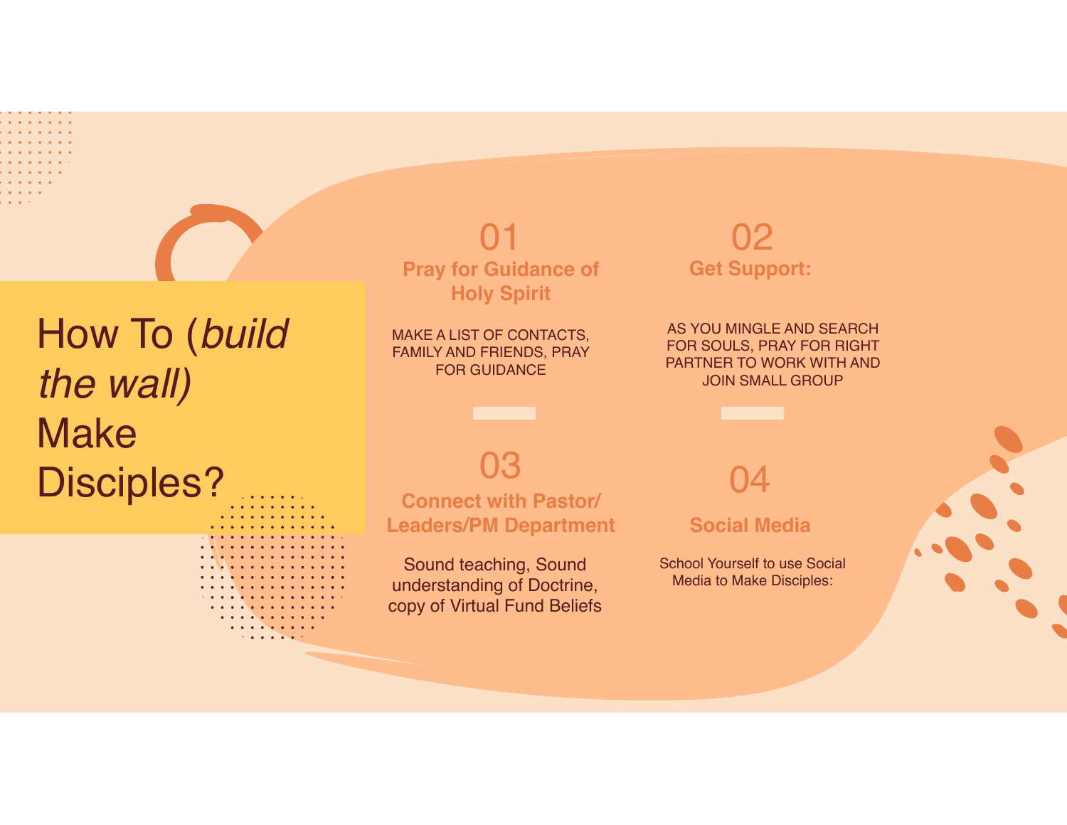# How To (*build the wall)* Make Disciples?

## 01
### Pray for Guidance of Holy Spirit

MAKE A LIST OF CONTACTS, FAMILY AND FRIENDS, PRAY FOR GUIDANCE

## 02
### Get Support:

AS YOU MINGLE AND SEARCH FOR SOULS, PRAY FOR RIGHT PARTNER TO WORK WITH AND JOIN SMALL GROUP

## 03
### Connect with Pastor/ Leaders/PM Department

Sound teaching, Sound understanding of Doctrine, copy of Virtual Fund Beliefs

## 04
### Social Media

School Yourself to use Social Media to Make Disciples: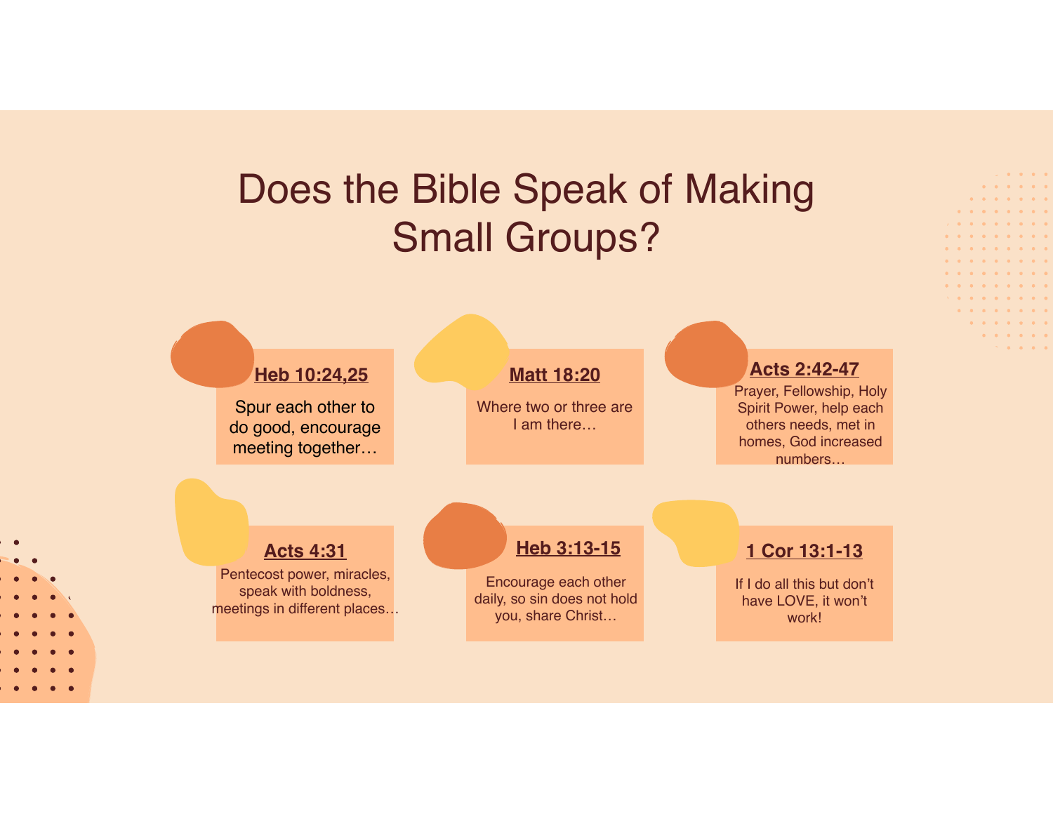# Does the Bible Speak of Making Small Groups?

**Heb 10:24,25**

Spur each other to do good, encourage meeting together…

**Matt 18:20**

Where two or three are I am there…

**Acts 2:42-47**

Prayer, Fellowship, Holy Spirit Power, help each others needs, met in homes, God increased numbers…

**Acts 4:31**

Pentecost power, miracles, speak with boldness, meetings in different places…

**Heb 3:13-15**

Encourage each other daily, so sin does not hold you, share Christ…

**1 Cor 13:1-13**

If I do all this but don't have LOVE, it won't work!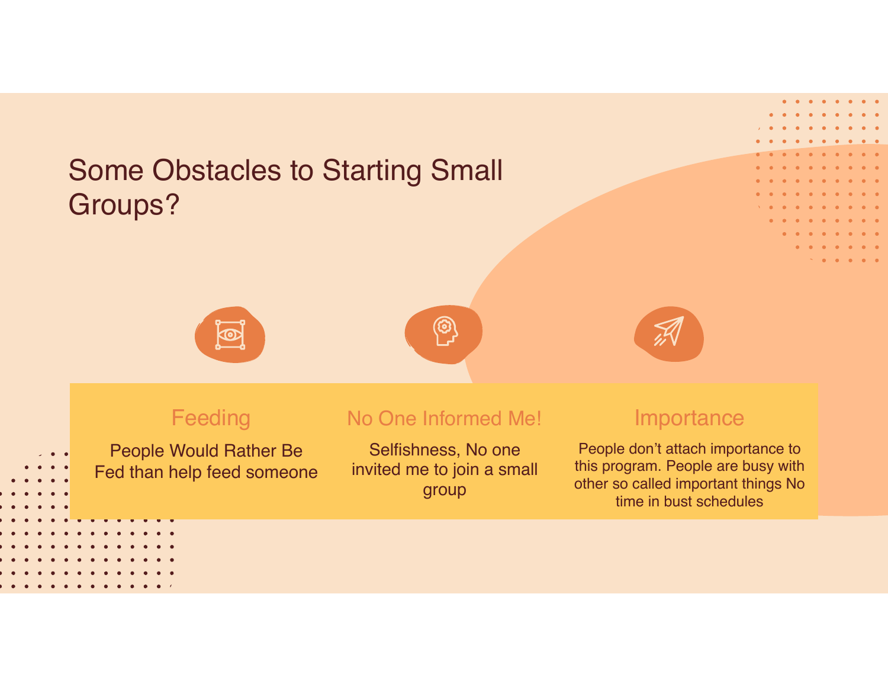# Some Obstacles to Starting Small Groups?

### Feeding

People Would Rather Be Fed than help feed someone

### No One Informed Me!

Selfishness, No one invited me to join a small group

### Importance

People don't attach importance to this program. People are busy with other so called important things No time in bust schedules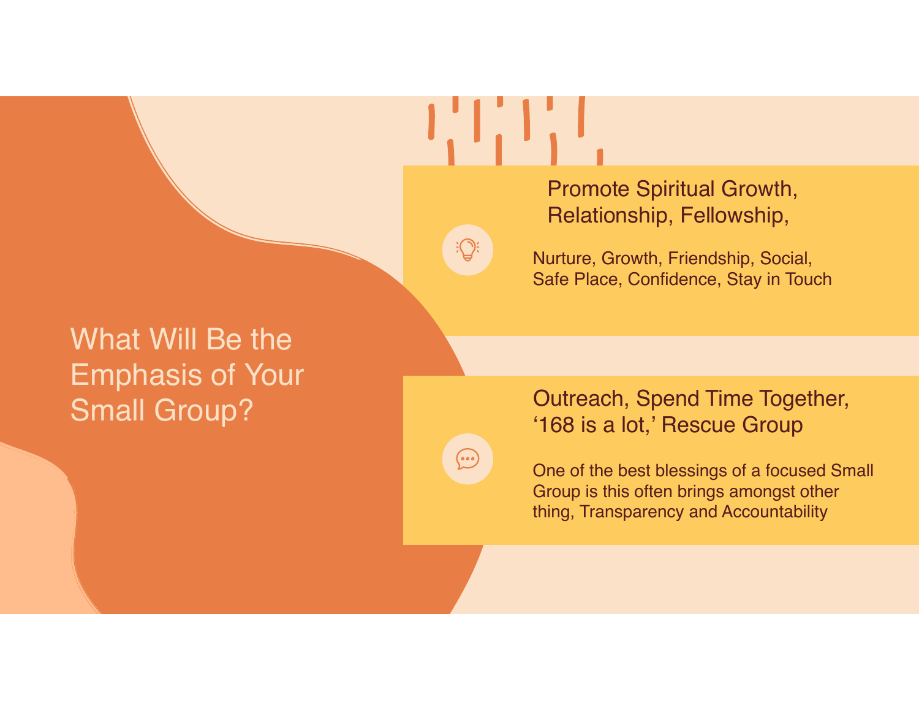# What Will Be the Emphasis of Your Small Group?

## Promote Spiritual Growth, Relationship, Fellowship,

Nurture, Growth, Friendship, Social, Safe Place, Confidence, Stay in Touch

## Outreach, Spend Time Together, '168 is a lot,' Rescue Group

One of the best blessings of a focused Small Group is this often brings amongst other thing, Transparency and Accountability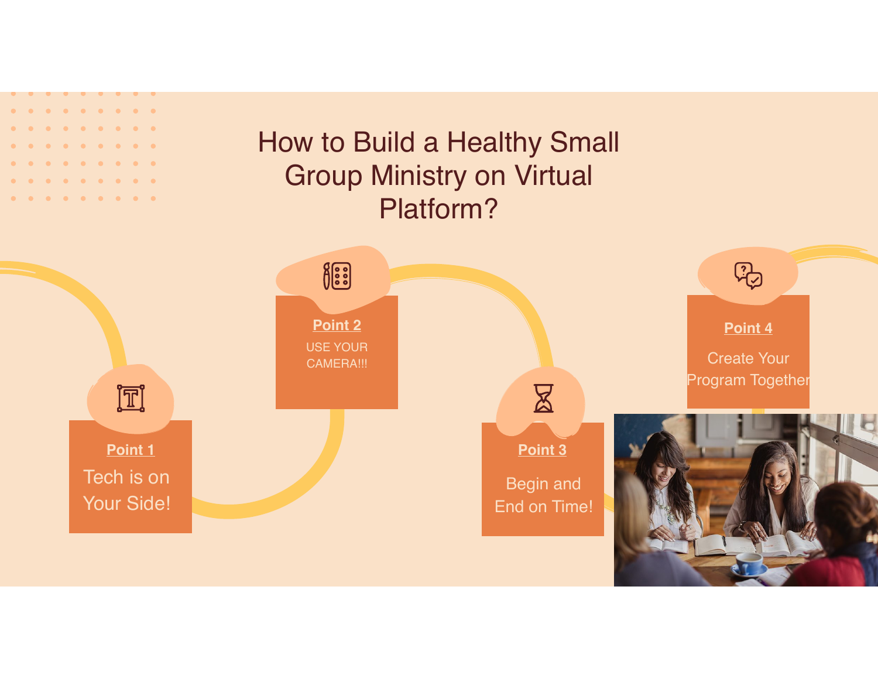# How to Build a Healthy Small Group Ministry on Virtual Platform?

**Point 1**

Tech is on Your Side!

**Point 2**

USE YOUR CAMERA!!!

**Point 3**

Begin and End on Time!

**Point 4**

Create Your Program Together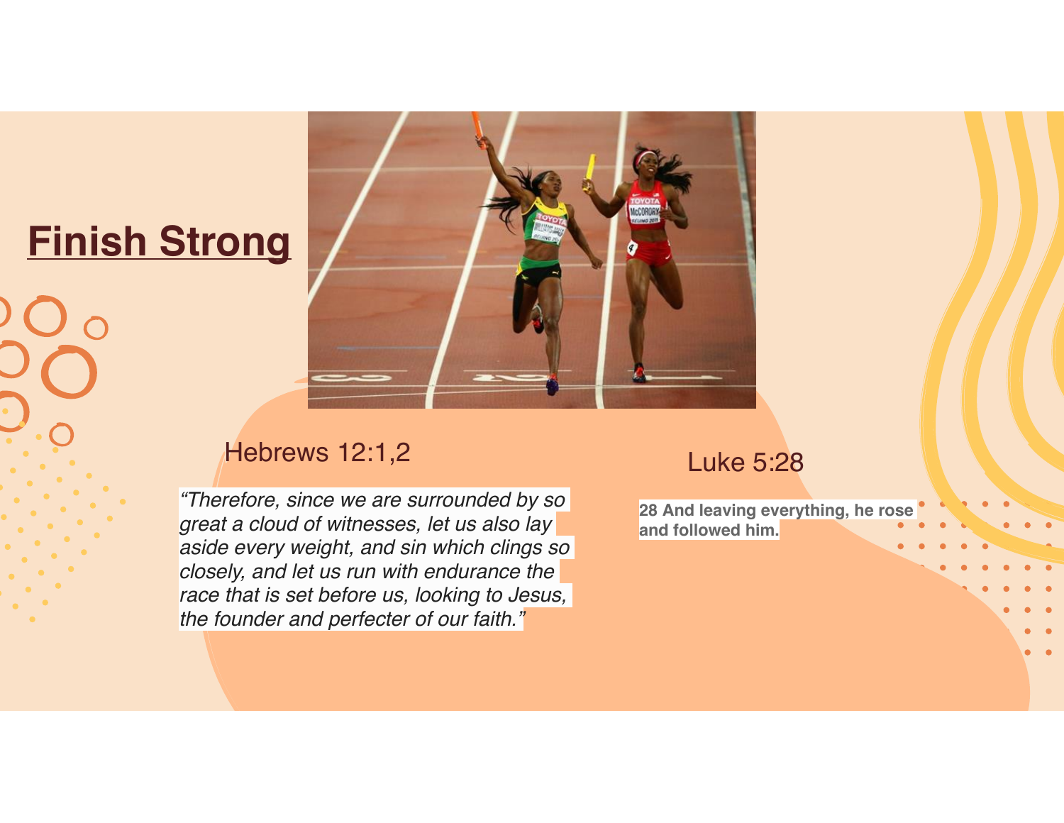# Finish Strong

## Hebrews 12:1,2

*"Therefore, since we are surrounded by so great a cloud of witnesses, let us also lay aside every weight, and sin which clings so closely, and let us run with endurance the race that is set before us, looking to Jesus, the founder and perfecter of our faith."*

## Luke 5:28

**28 And leaving everything, he rose and followed him.**